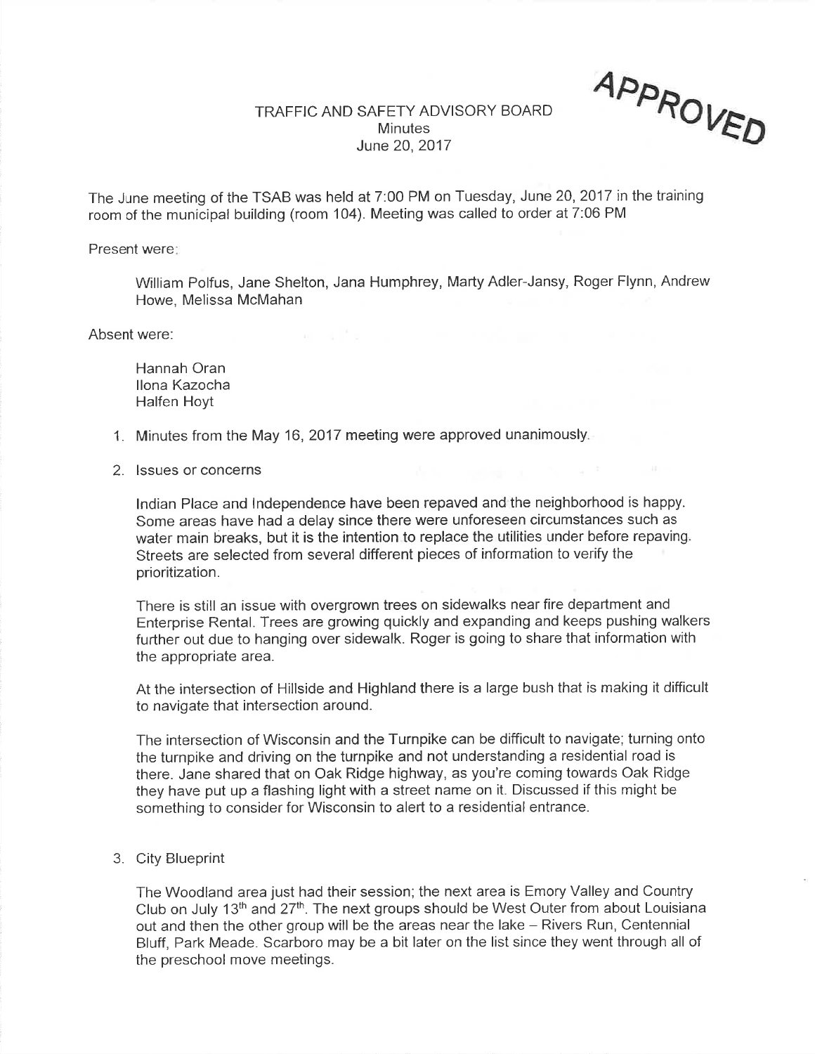APPROVED

# TRAFFIC AND SAFETY ADVISORY BOARD
## Minutes
## June 20, 2017

The June meeting of the TSAB was held at 7:00 PM on Tuesday, June 20, 2017 in the training room of the municipal building (room 104). Meeting was called to order at 7:06 PM

Present were:

William Polfus, Jane Shelton, Jana Humphrey, Marty Adler-Jansy, Roger Flynn, Andrew Howe, Melissa McMahan

Absent were:

Hannah Oran
Ilona Kazocha
Halfen Hoyt

1. Minutes from the May 16, 2017 meeting were approved unanimously.

2. Issues or concerns

   Indian Place and Independence have been repaved and the neighborhood is happy. Some areas have had a delay since there were unforeseen circumstances such as water main breaks, but it is the intention to replace the utilities under before repaving. Streets are selected from several different pieces of information to verify the prioritization.

   There is still an issue with overgrown trees on sidewalks near fire department and Enterprise Rental. Trees are growing quickly and expanding and keeps pushing walkers further out due to hanging over sidewalk. Roger is going to share that information with the appropriate area.

   At the intersection of Hillside and Highland there is a large bush that is making it difficult to navigate that intersection around.

   The intersection of Wisconsin and the Turnpike can be difficult to navigate; turning onto the turnpike and driving on the turnpike and not understanding a residential road is there. Jane shared that on Oak Ridge highway, as you're coming towards Oak Ridge they have put up a flashing light with a street name on it. Discussed if this might be something to consider for Wisconsin to alert to a residential entrance.

3. City Blueprint

   The Woodland area just had their session; the next area is Emory Valley and Country Club on July 13th and 27th. The next groups should be West Outer from about Louisiana out and then the other group will be the areas near the lake – Rivers Run, Centennial Bluff, Park Meade. Scarboro may be a bit later on the list since they went through all of the preschool move meetings.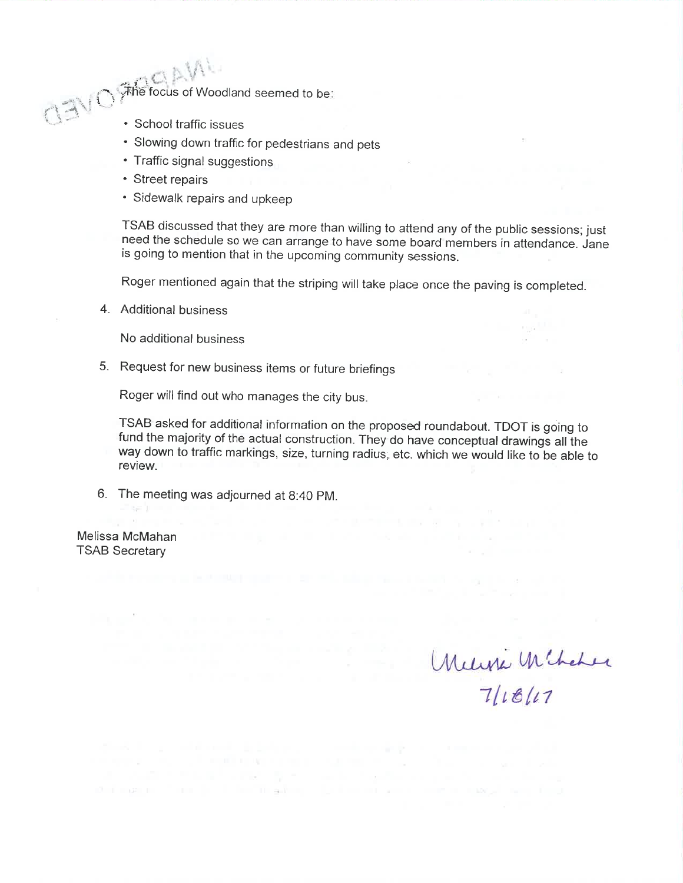The focus of Woodland seemed to be:

- School traffic issues
- Slowing down traffic for pedestrians and pets
- Traffic signal suggestions
- Street repairs
- Sidewalk repairs and upkeep

TSAB discussed that they are more than willing to attend any of the public sessions; just need the schedule so we can arrange to have some board members in attendance. Jane is going to mention that in the upcoming community sessions.

Roger mentioned again that the striping will take place once the paving is completed.

4. Additional business

   No additional business

5. Request for new business items or future briefings

   Roger will find out who manages the city bus.

   TSAB asked for additional information on the proposed roundabout. TDOT is going to fund the majority of the actual construction. They do have conceptual drawings all the way down to traffic markings, size, turning radius, etc. which we would like to be able to review.

6. The meeting was adjourned at 8:40 PM.

Melissa McMahan
TSAB Secretary

Melissa McMahan
7/18/17